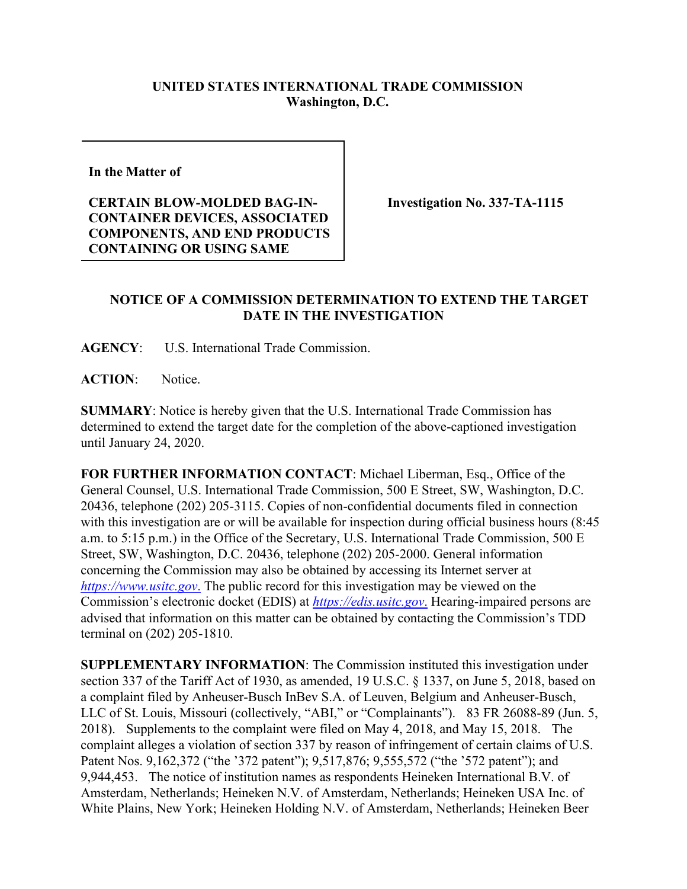**UNITED STATES INTERNATIONAL TRADE COMMISSION**
**Washington, D.C.**

| In the Matter of<br><br>**CERTAIN BLOW-MOLDED BAG-IN-CONTAINER DEVICES, ASSOCIATED COMPONENTS, AND END PRODUCTS CONTAINING OR USING SAME** | **Investigation No. 337-TA-1115** |
|---|---|

## NOTICE OF A COMMISSION DETERMINATION TO EXTEND THE TARGET DATE IN THE INVESTIGATION

**AGENCY**: U.S. International Trade Commission.

**ACTION**: Notice.

**SUMMARY**: Notice is hereby given that the U.S. International Trade Commission has determined to extend the target date for the completion of the above-captioned investigation until January 24, 2020.

**FOR FURTHER INFORMATION CONTACT**: Michael Liberman, Esq., Office of the General Counsel, U.S. International Trade Commission, 500 E Street, SW, Washington, D.C. 20436, telephone (202) 205-3115. Copies of non-confidential documents filed in connection with this investigation are or will be available for inspection during official business hours (8:45 a.m. to 5:15 p.m.) in the Office of the Secretary, U.S. International Trade Commission, 500 E Street, SW, Washington, D.C. 20436, telephone (202) 205-2000. General information concerning the Commission may also be obtained by accessing its Internet server at *https://www.usitc.gov*. The public record for this investigation may be viewed on the Commission's electronic docket (EDIS) at *https://edis.usitc.gov*. Hearing-impaired persons are advised that information on this matter can be obtained by contacting the Commission's TDD terminal on (202) 205-1810.

**SUPPLEMENTARY INFORMATION**: The Commission instituted this investigation under section 337 of the Tariff Act of 1930, as amended, 19 U.S.C. § 1337, on June 5, 2018, based on a complaint filed by Anheuser-Busch InBev S.A. of Leuven, Belgium and Anheuser-Busch, LLC of St. Louis, Missouri (collectively, "ABI," or "Complainants"). 83 FR 26088-89 (Jun. 5, 2018). Supplements to the complaint were filed on May 4, 2018, and May 15, 2018. The complaint alleges a violation of section 337 by reason of infringement of certain claims of U.S. Patent Nos. 9,162,372 ("the '372 patent"); 9,517,876; 9,555,572 ("the '572 patent"); and 9,944,453. The notice of institution names as respondents Heineken International B.V. of Amsterdam, Netherlands; Heineken N.V. of Amsterdam, Netherlands; Heineken USA Inc. of White Plains, New York; Heineken Holding N.V. of Amsterdam, Netherlands; Heineken Beer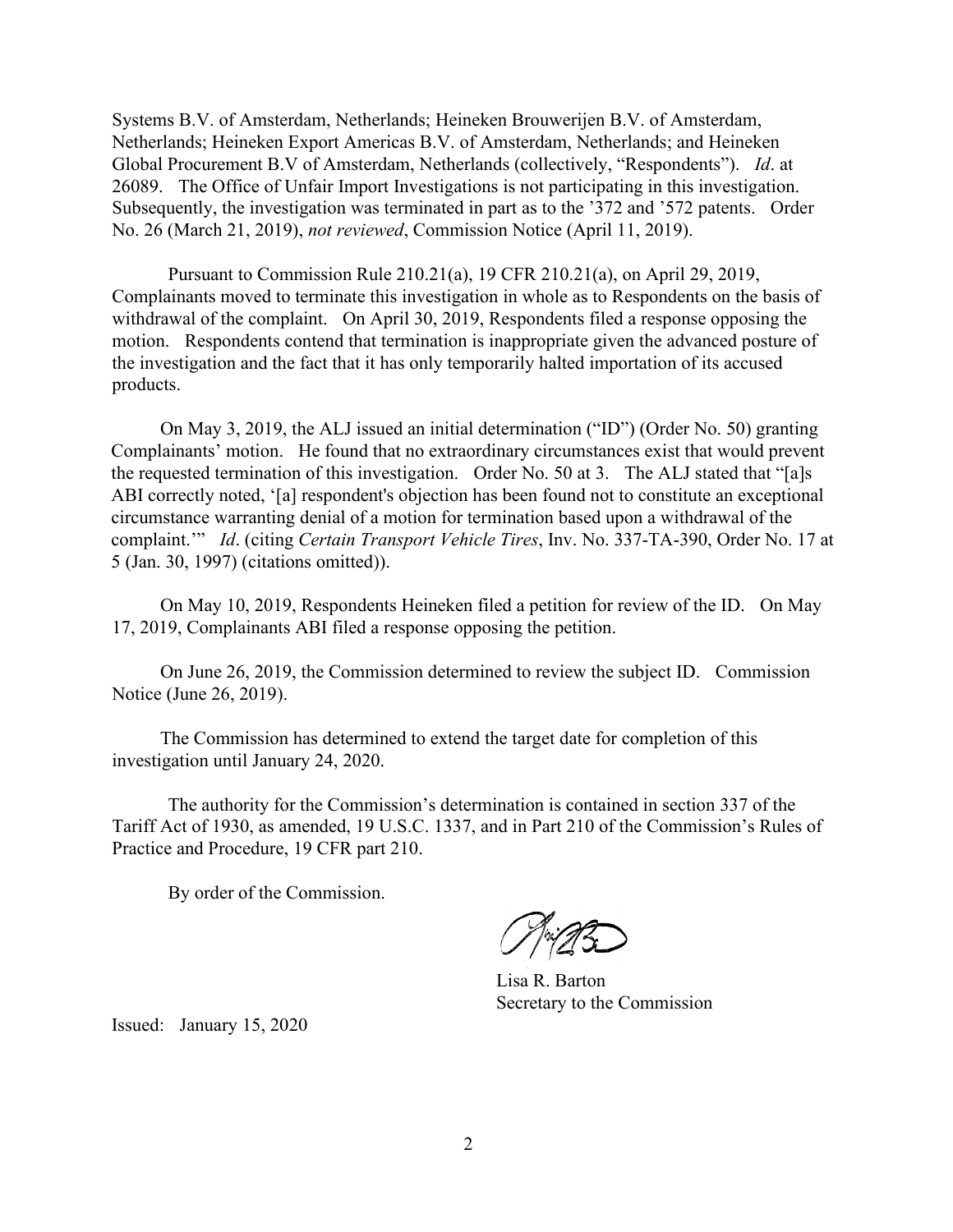Systems B.V. of Amsterdam, Netherlands; Heineken Brouwerijen B.V. of Amsterdam, Netherlands; Heineken Export Americas B.V. of Amsterdam, Netherlands; and Heineken Global Procurement B.V of Amsterdam, Netherlands (collectively, "Respondents"). *Id*. at 26089. The Office of Unfair Import Investigations is not participating in this investigation. Subsequently, the investigation was terminated in part as to the '372 and '572 patents. Order No. 26 (March 21, 2019), *not reviewed*, Commission Notice (April 11, 2019).

Pursuant to Commission Rule 210.21(a), 19 CFR 210.21(a), on April 29, 2019, Complainants moved to terminate this investigation in whole as to Respondents on the basis of withdrawal of the complaint. On April 30, 2019, Respondents filed a response opposing the motion. Respondents contend that termination is inappropriate given the advanced posture of the investigation and the fact that it has only temporarily halted importation of its accused products.

On May 3, 2019, the ALJ issued an initial determination ("ID") (Order No. 50) granting Complainants' motion. He found that no extraordinary circumstances exist that would prevent the requested termination of this investigation. Order No. 50 at 3. The ALJ stated that "[a]s ABI correctly noted, '[a] respondent's objection has been found not to constitute an exceptional circumstance warranting denial of a motion for termination based upon a withdrawal of the complaint.'" *Id*. (citing *Certain Transport Vehicle Tires*, Inv. No. 337-TA-390, Order No. 17 at 5 (Jan. 30, 1997) (citations omitted)).

On May 10, 2019, Respondents Heineken filed a petition for review of the ID. On May 17, 2019, Complainants ABI filed a response opposing the petition.

On June 26, 2019, the Commission determined to review the subject ID. Commission Notice (June 26, 2019).

The Commission has determined to extend the target date for completion of this investigation until January 24, 2020.

The authority for the Commission's determination is contained in section 337 of the Tariff Act of 1930, as amended, 19 U.S.C. 1337, and in Part 210 of the Commission's Rules of Practice and Procedure, 19 CFR part 210.

By order of the Commission.

Lisa R. Barton
Secretary to the Commission

Issued: January 15, 2020